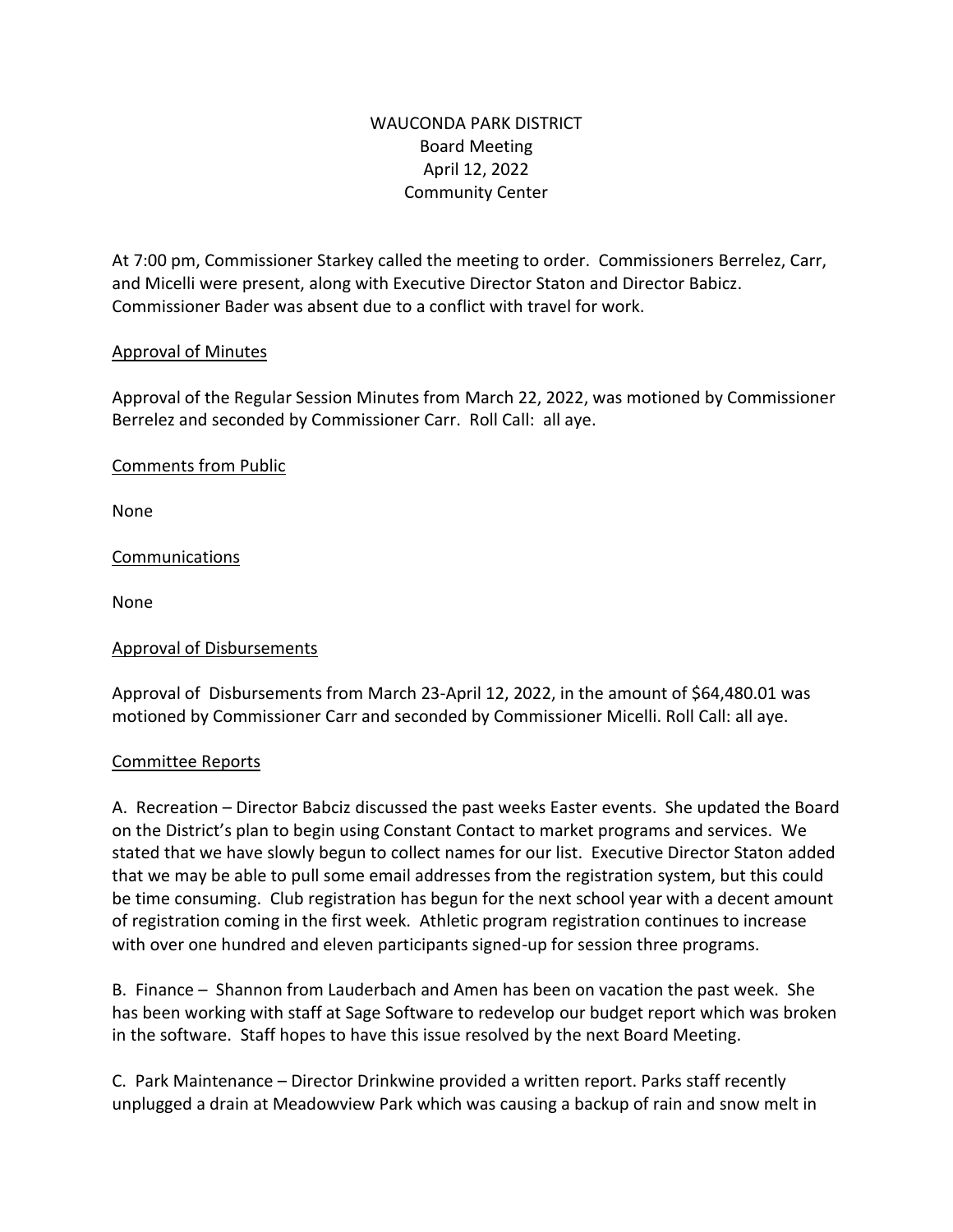WAUCONDA PARK DISTRICT
Board Meeting
April 12, 2022
Community Center

At 7:00 pm, Commissioner Starkey called the meeting to order. Commissioners Berrelez, Carr, and Micelli were present, along with Executive Director Staton and Director Babicz. Commissioner Bader was absent due to a conflict with travel for work.

Approval of Minutes

Approval of the Regular Session Minutes from March 22, 2022, was motioned by Commissioner Berrelez and seconded by Commissioner Carr. Roll Call: all aye.

Comments from Public

None

Communications

None

Approval of Disbursements

Approval of Disbursements from March 23-April 12, 2022, in the amount of $64,480.01 was motioned by Commissioner Carr and seconded by Commissioner Micelli. Roll Call: all aye.

Committee Reports

A. Recreation – Director Babciz discussed the past weeks Easter events. She updated the Board on the District's plan to begin using Constant Contact to market programs and services. We stated that we have slowly begun to collect names for our list. Executive Director Staton added that we may be able to pull some email addresses from the registration system, but this could be time consuming. Club registration has begun for the next school year with a decent amount of registration coming in the first week. Athletic program registration continues to increase with over one hundred and eleven participants signed-up for session three programs.

B. Finance – Shannon from Lauderbach and Amen has been on vacation the past week. She has been working with staff at Sage Software to redevelop our budget report which was broken in the software. Staff hopes to have this issue resolved by the next Board Meeting.

C. Park Maintenance – Director Drinkwine provided a written report. Parks staff recently unplugged a drain at Meadowview Park which was causing a backup of rain and snow melt in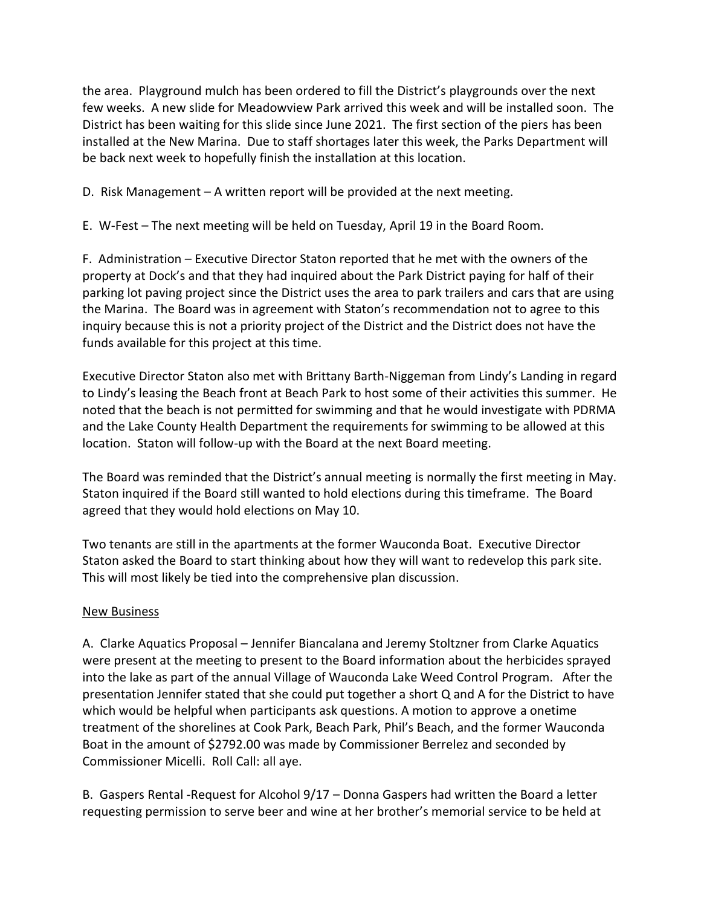the area. Playground mulch has been ordered to fill the District's playgrounds over the next few weeks. A new slide for Meadowview Park arrived this week and will be installed soon. The District has been waiting for this slide since June 2021. The first section of the piers has been installed at the New Marina. Due to staff shortages later this week, the Parks Department will be back next week to hopefully finish the installation at this location.

D. Risk Management – A written report will be provided at the next meeting.

E. W-Fest – The next meeting will be held on Tuesday, April 19 in the Board Room.

F. Administration – Executive Director Staton reported that he met with the owners of the property at Dock's and that they had inquired about the Park District paying for half of their parking lot paving project since the District uses the area to park trailers and cars that are using the Marina. The Board was in agreement with Staton's recommendation not to agree to this inquiry because this is not a priority project of the District and the District does not have the funds available for this project at this time.

Executive Director Staton also met with Brittany Barth-Niggeman from Lindy's Landing in regard to Lindy's leasing the Beach front at Beach Park to host some of their activities this summer. He noted that the beach is not permitted for swimming and that he would investigate with PDRMA and the Lake County Health Department the requirements for swimming to be allowed at this location. Staton will follow-up with the Board at the next Board meeting.

The Board was reminded that the District's annual meeting is normally the first meeting in May. Staton inquired if the Board still wanted to hold elections during this timeframe. The Board agreed that they would hold elections on May 10.

Two tenants are still in the apartments at the former Wauconda Boat. Executive Director Staton asked the Board to start thinking about how they will want to redevelop this park site. This will most likely be tied into the comprehensive plan discussion.

<u>New Business</u>

A. Clarke Aquatics Proposal – Jennifer Biancalana and Jeremy Stoltzner from Clarke Aquatics were present at the meeting to present to the Board information about the herbicides sprayed into the lake as part of the annual Village of Wauconda Lake Weed Control Program. After the presentation Jennifer stated that she could put together a short Q and A for the District to have which would be helpful when participants ask questions. A motion to approve a onetime treatment of the shorelines at Cook Park, Beach Park, Phil's Beach, and the former Wauconda Boat in the amount of $2792.00 was made by Commissioner Berrelez and seconded by Commissioner Micelli. Roll Call: all aye.

B. Gaspers Rental -Request for Alcohol 9/17 – Donna Gaspers had written the Board a letter requesting permission to serve beer and wine at her brother's memorial service to be held at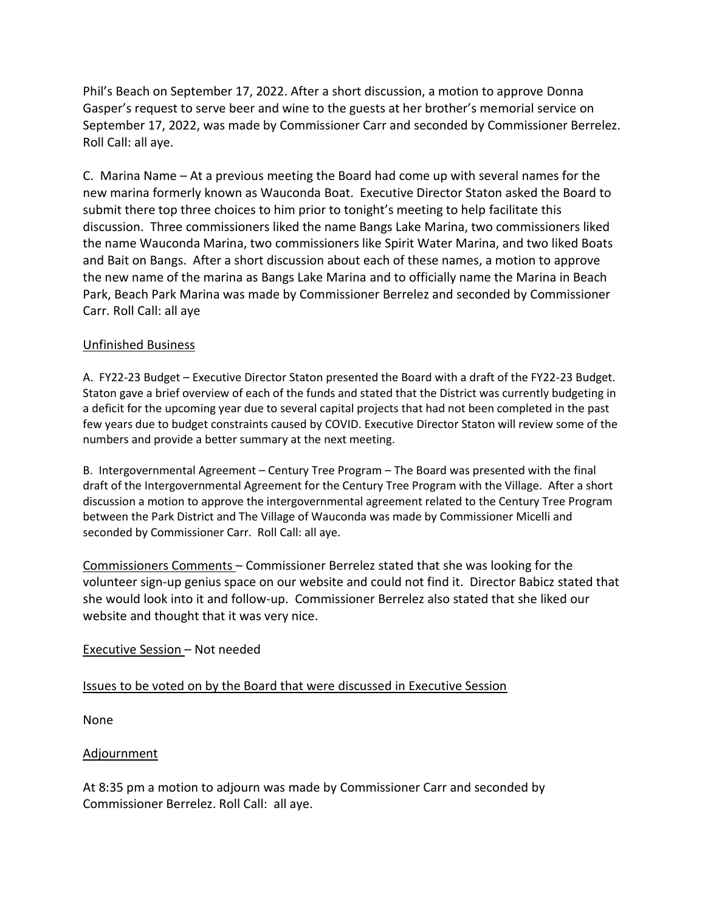Phil's Beach on September 17, 2022. After a short discussion, a motion to approve Donna Gasper's request to serve beer and wine to the guests at her brother's memorial service on September 17, 2022, was made by Commissioner Carr and seconded by Commissioner Berrelez. Roll Call: all aye.

C. Marina Name – At a previous meeting the Board had come up with several names for the new marina formerly known as Wauconda Boat. Executive Director Staton asked the Board to submit there top three choices to him prior to tonight's meeting to help facilitate this discussion. Three commissioners liked the name Bangs Lake Marina, two commissioners liked the name Wauconda Marina, two commissioners like Spirit Water Marina, and two liked Boats and Bait on Bangs. After a short discussion about each of these names, a motion to approve the new name of the marina as Bangs Lake Marina and to officially name the Marina in Beach Park, Beach Park Marina was made by Commissioner Berrelez and seconded by Commissioner Carr. Roll Call: all aye

<u>Unfinished Business</u>

A. FY22-23 Budget – Executive Director Staton presented the Board with a draft of the FY22-23 Budget. Staton gave a brief overview of each of the funds and stated that the District was currently budgeting in a deficit for the upcoming year due to several capital projects that had not been completed in the past few years due to budget constraints caused by COVID. Executive Director Staton will review some of the numbers and provide a better summary at the next meeting.

B. Intergovernmental Agreement – Century Tree Program – The Board was presented with the final draft of the Intergovernmental Agreement for the Century Tree Program with the Village. After a short discussion a motion to approve the intergovernmental agreement related to the Century Tree Program between the Park District and The Village of Wauconda was made by Commissioner Micelli and seconded by Commissioner Carr. Roll Call: all aye.

<u>Commissioners Comments</u> – Commissioner Berrelez stated that she was looking for the volunteer sign-up genius space on our website and could not find it. Director Babicz stated that she would look into it and follow-up. Commissioner Berrelez also stated that she liked our website and thought that it was very nice.

<u>Executive Session</u> – Not needed

<u>Issues to be voted on by the Board that were discussed in Executive Session</u>

None

<u>Adjournment</u>

At 8:35 pm a motion to adjourn was made by Commissioner Carr and seconded by Commissioner Berrelez. Roll Call: all aye.